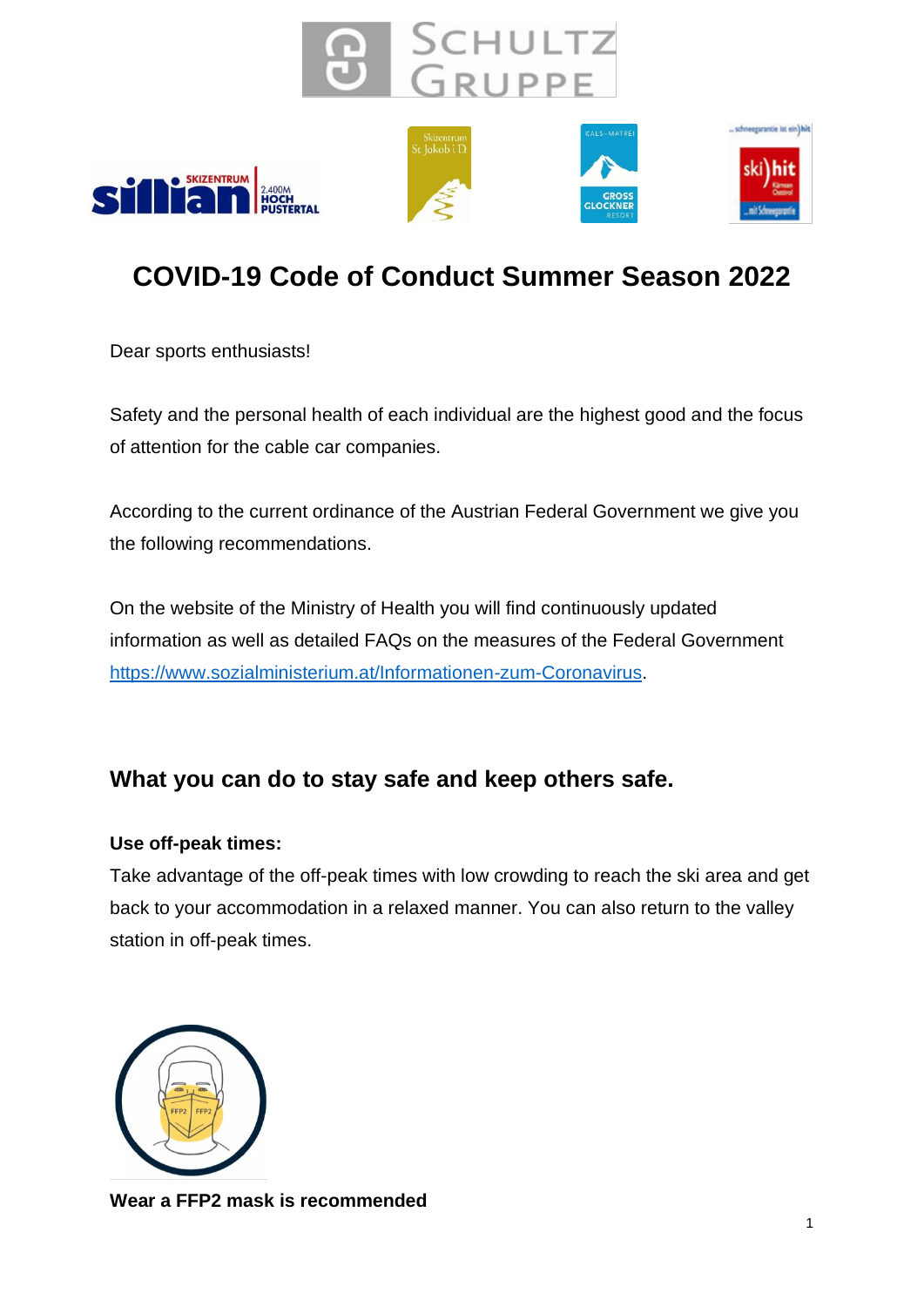# COVID-19 Code of Conduct Summer Season 2022

Dear sports enthusiasts!

Safety and the personal health of each individual are the highest good and the focus of attention for the cable car companies.

According to the current ordinance of the Austrian Federal Government we give you the following recommendations.

On the website of the Ministry of Health you will find continuously updated information as well as detailed FAQs on the measures of the Federal Government https://www.sozialministerium.at/Informationen-zum-Coronavirus.

## What you can do to stay safe and keep others safe.

**Use off-peak times:**

Take advantage of the off-peak times with low crowding to reach the ski area and get back to your accommodation in a relaxed manner. You can also return to the valley station in off-peak times.

**Wear a FFP2 mask is recommended**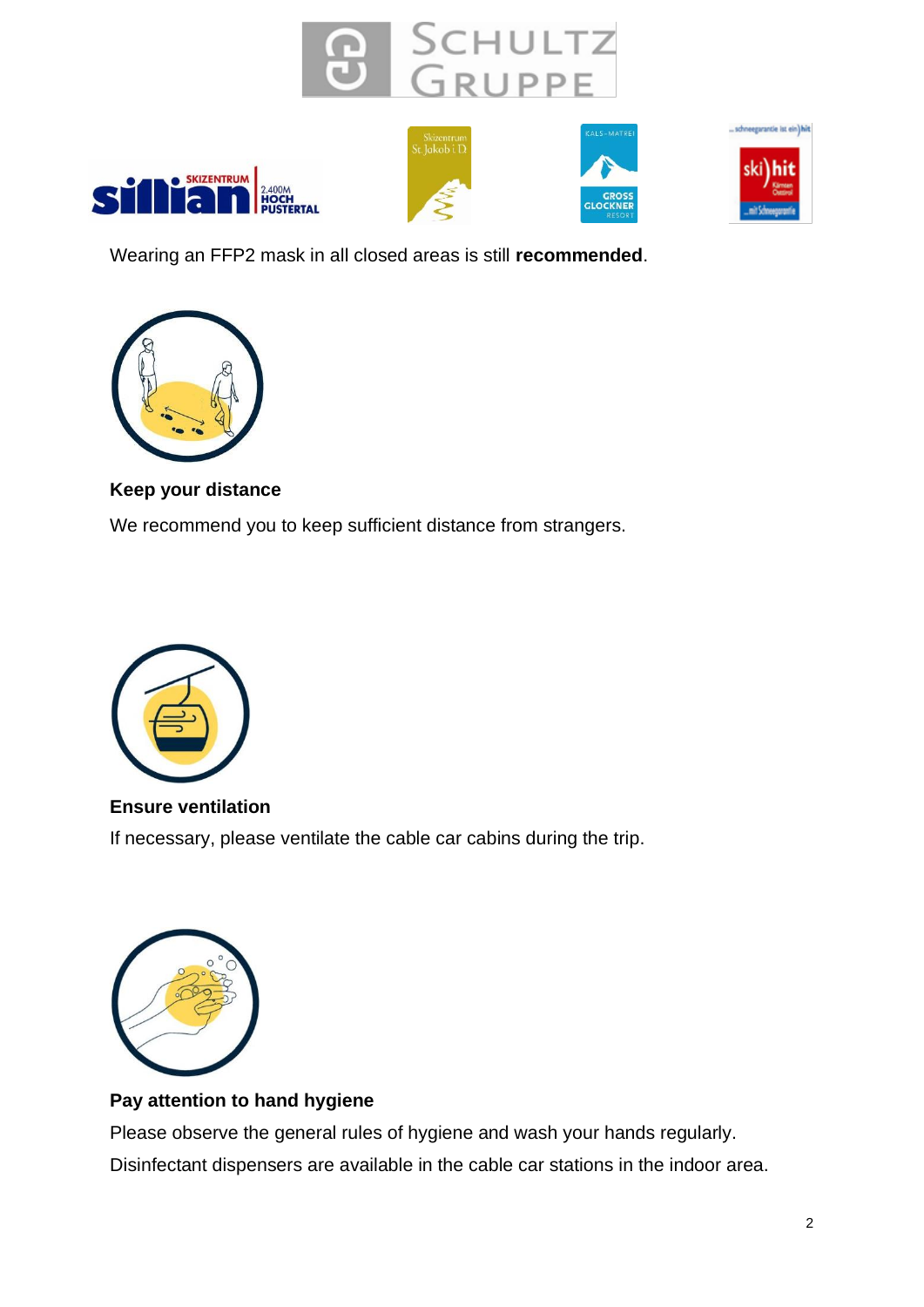Wearing an FFP2 mask in all closed areas is still **recommended**.

**Keep your distance**

We recommend you to keep sufficient distance from strangers.

**Ensure ventilation**

If necessary, please ventilate the cable car cabins during the trip.

**Pay attention to hand hygiene**

Please observe the general rules of hygiene and wash your hands regularly.

Disinfectant dispensers are available in the cable car stations in the indoor area.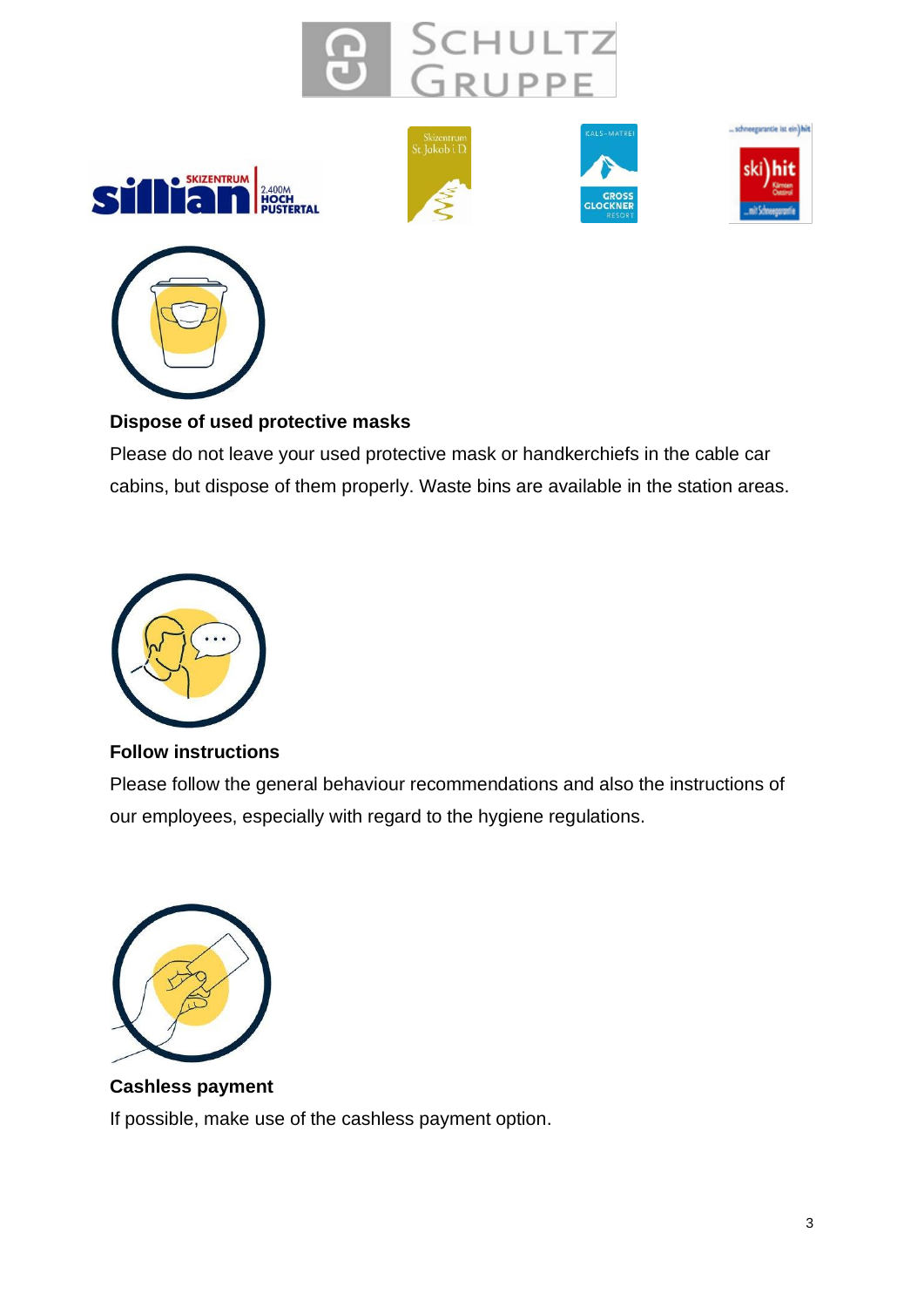### Dispose of used protective masks

Please do not leave your used protective mask or handkerchiefs in the cable car cabins, but dispose of them properly. Waste bins are available in the station areas.

### Follow instructions

Please follow the general behaviour recommendations and also the instructions of our employees, especially with regard to the hygiene regulations.

### Cashless payment

If possible, make use of the cashless payment option.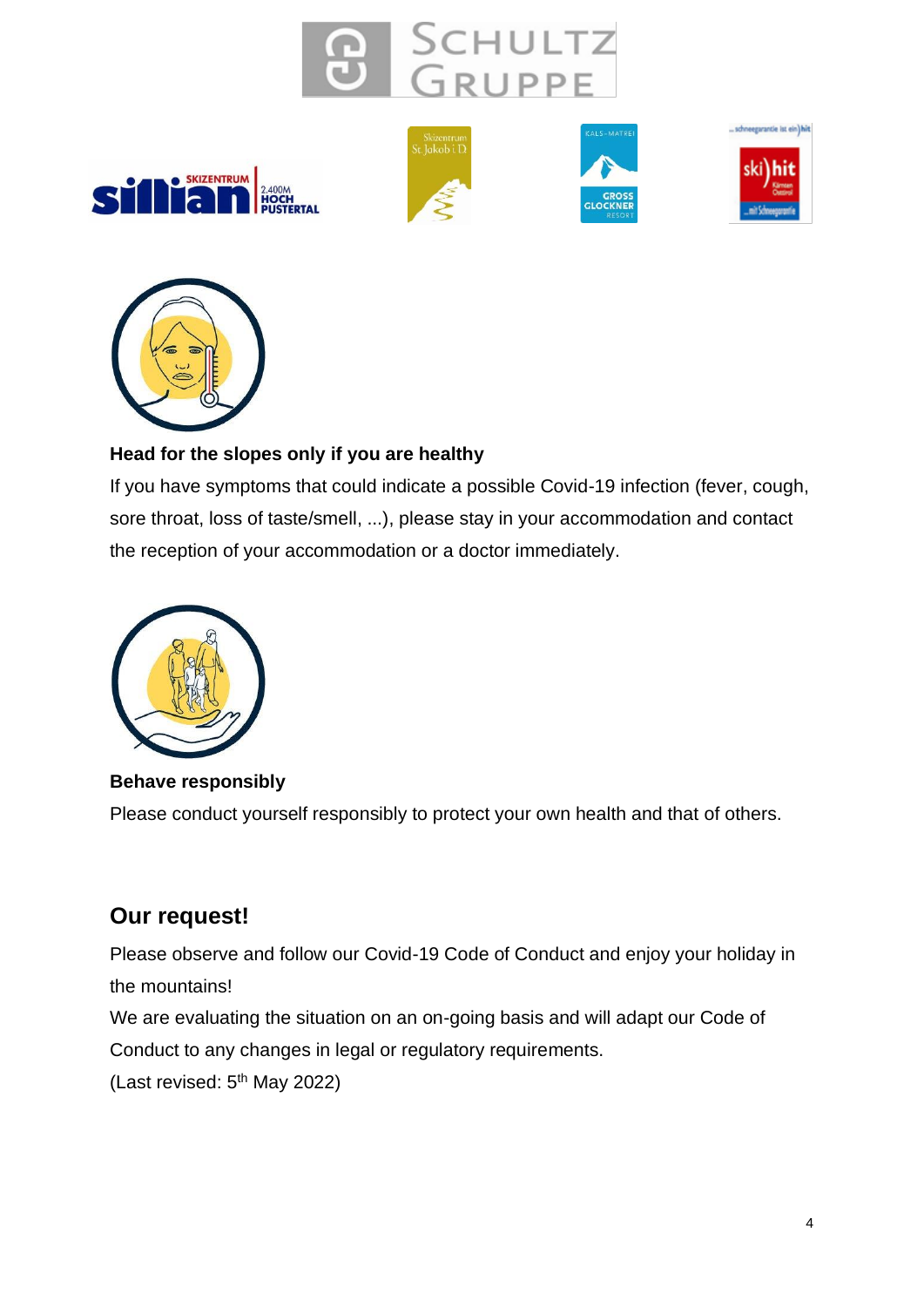**Head for the slopes only if you are healthy**

If you have symptoms that could indicate a possible Covid-19 infection (fever, cough, sore throat, loss of taste/smell, ...), please stay in your accommodation and contact the reception of your accommodation or a doctor immediately.

**Behave responsibly**

Please conduct yourself responsibly to protect your own health and that of others.

## Our request!

Please observe and follow our Covid-19 Code of Conduct and enjoy your holiday in the mountains!

We are evaluating the situation on an on-going basis and will adapt our Code of Conduct to any changes in legal or regulatory requirements.

(Last revised: 5th May 2022)